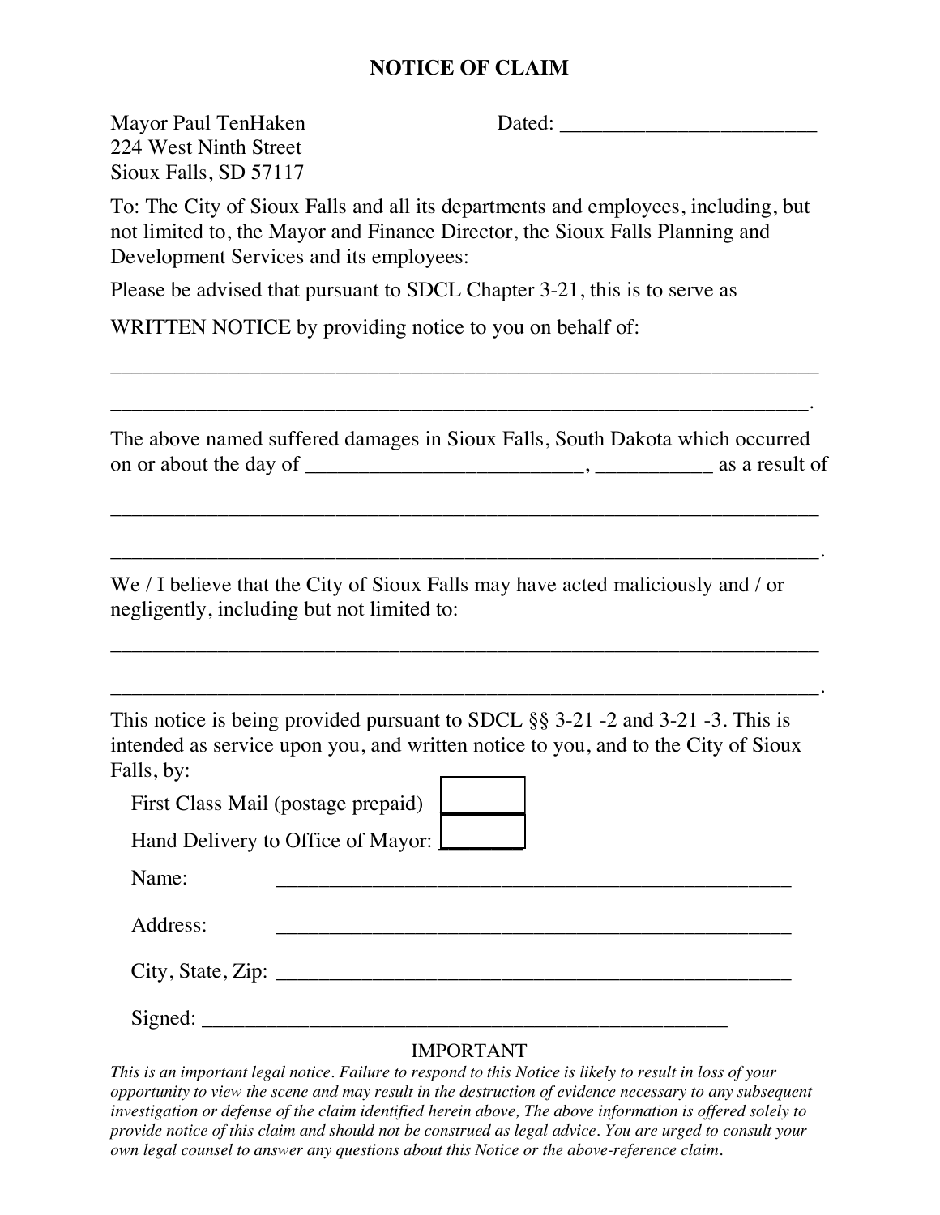# NOTICE OF CLAIM

Mayor Paul TenHaken
224 West Ninth Street
Sioux Falls, SD 57117

Dated: ________________________

To: The City of Sioux Falls and all its departments and employees, including, but not limited to, the Mayor and Finance Director, the Sioux Falls Planning and Development Services and its employees:

Please be advised that pursuant to SDCL Chapter 3-21, this is to serve as

WRITTEN NOTICE by providing notice to you on behalf of:

_______________________________________________________________

_______________________________________________________________.

The above named suffered damages in Sioux Falls, South Dakota which occurred on or about the day of _________________________, ___________ as a result of

_______________________________________________________________

_______________________________________________________________.

We / I believe that the City of Sioux Falls may have acted maliciously and / or negligently, including but not limited to:

_______________________________________________________________

_______________________________________________________________.

This notice is being provided pursuant to SDCL §§ 3-21 -2 and 3-21 -3. This is intended as service upon you, and written notice to you, and to the City of Sioux Falls, by:

First Class Mail (postage prepaid) ☐

Hand Delivery to Office of Mayor: ☐

Name: ______________________________________________

Address: ______________________________________________

City, State, Zip: ______________________________________________

Signed: ______________________________________________

IMPORTANT

*This is an important legal notice. Failure to respond to this Notice is likely to result in loss of your opportunity to view the scene and may result in the destruction of evidence necessary to any subsequent investigation or defense of the claim identified herein above, The above information is offered solely to provide notice of this claim and should not be construed as legal advice. You are urged to consult your own legal counsel to answer any questions about this Notice or the above-reference claim.*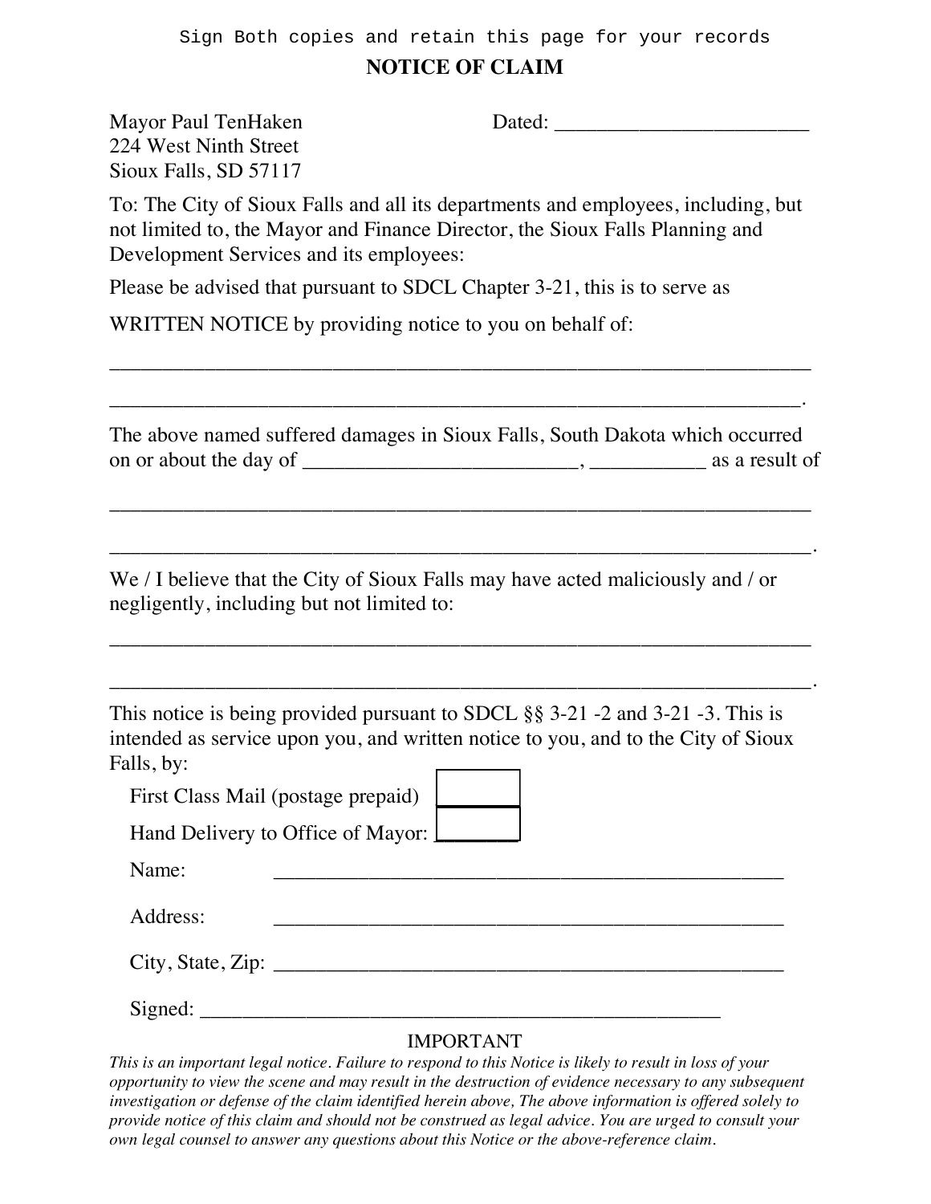Sign Both copies and retain this page for your records

# NOTICE OF CLAIM

Mayor Paul TenHaken
224 West Ninth Street
Sioux Falls, SD 57117

Dated: ________________________

To: The City of Sioux Falls and all its departments and employees, including, but not limited to, the Mayor and Finance Director, the Sioux Falls Planning and Development Services and its employees:

Please be advised that pursuant to SDCL Chapter 3-21, this is to serve as

WRITTEN NOTICE by providing notice to you on behalf of:

________________________________________________________________

________________________________________________________________.

The above named suffered damages in Sioux Falls, South Dakota which occurred on or about the day of __________________________, ___________ as a result of

________________________________________________________________

________________________________________________________________.

We / I believe that the City of Sioux Falls may have acted maliciously and / or negligently, including but not limited to:

________________________________________________________________

________________________________________________________________.

This notice is being provided pursuant to SDCL §§ 3-21 -2 and 3-21 -3. This is intended as service upon you, and written notice to you, and to the City of Sioux Falls, by:

First Class Mail (postage prepaid) ☐

Hand Delivery to Office of Mayor: ☐

Name: ________________________________________________

Address: ________________________________________________

City, State, Zip: ________________________________________________

Signed: ________________________________________________

IMPORTANT

*This is an important legal notice. Failure to respond to this Notice is likely to result in loss of your opportunity to view the scene and may result in the destruction of evidence necessary to any subsequent investigation or defense of the claim identified herein above, The above information is offered solely to provide notice of this claim and should not be construed as legal advice. You are urged to consult your own legal counsel to answer any questions about this Notice or the above-reference claim.*